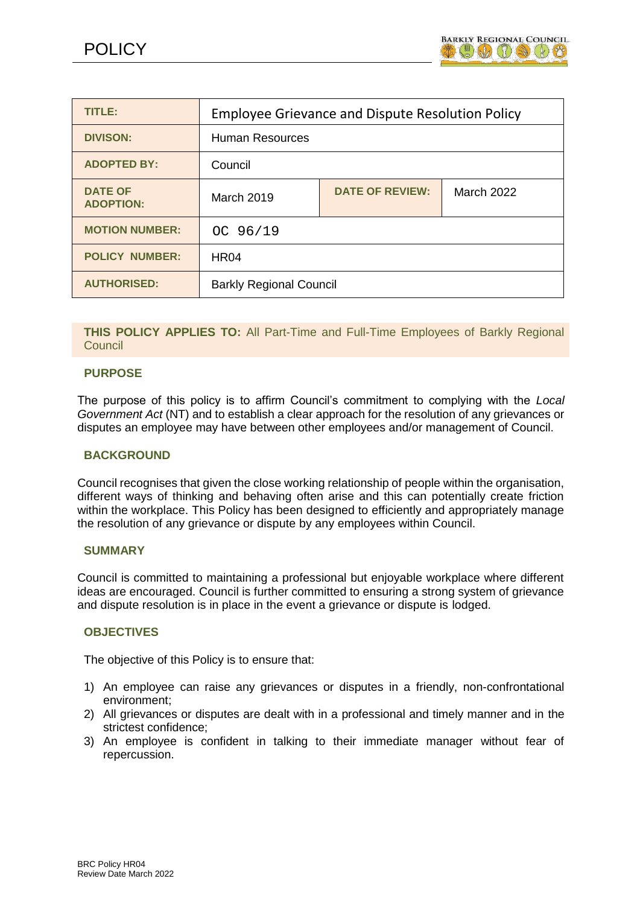# POLICY

| TITLE: | Employee Grievance and Dispute Resolution Policy | | |
|---|---|---|---|
| DIVISON: | Human Resources | | |
| ADOPTED BY: | Council | | |
| DATE OF ADOPTION: | March 2019 | DATE OF REVIEW: | March 2022 |
| MOTION NUMBER: | OC 96/19 | | |
| POLICY NUMBER: | HR04 | | |
| AUTHORISED: | Barkly Regional Council | | |

**THIS POLICY APPLIES TO:** All Part-Time and Full-Time Employees of Barkly Regional Council

### PURPOSE

The purpose of this policy is to affirm Council's commitment to complying with the *Local Government Act* (NT) and to establish a clear approach for the resolution of any grievances or disputes an employee may have between other employees and/or management of Council.

### BACKGROUND

Council recognises that given the close working relationship of people within the organisation, different ways of thinking and behaving often arise and this can potentially create friction within the workplace. This Policy has been designed to efficiently and appropriately manage the resolution of any grievance or dispute by any employees within Council.

### SUMMARY

Council is committed to maintaining a professional but enjoyable workplace where different ideas are encouraged. Council is further committed to ensuring a strong system of grievance and dispute resolution is in place in the event a grievance or dispute is lodged.

### OBJECTIVES

The objective of this Policy is to ensure that:

1) An employee can raise any grievances or disputes in a friendly, non-confrontational environment;
2) All grievances or disputes are dealt with in a professional and timely manner and in the strictest confidence;
3) An employee is confident in talking to their immediate manager without fear of repercussion.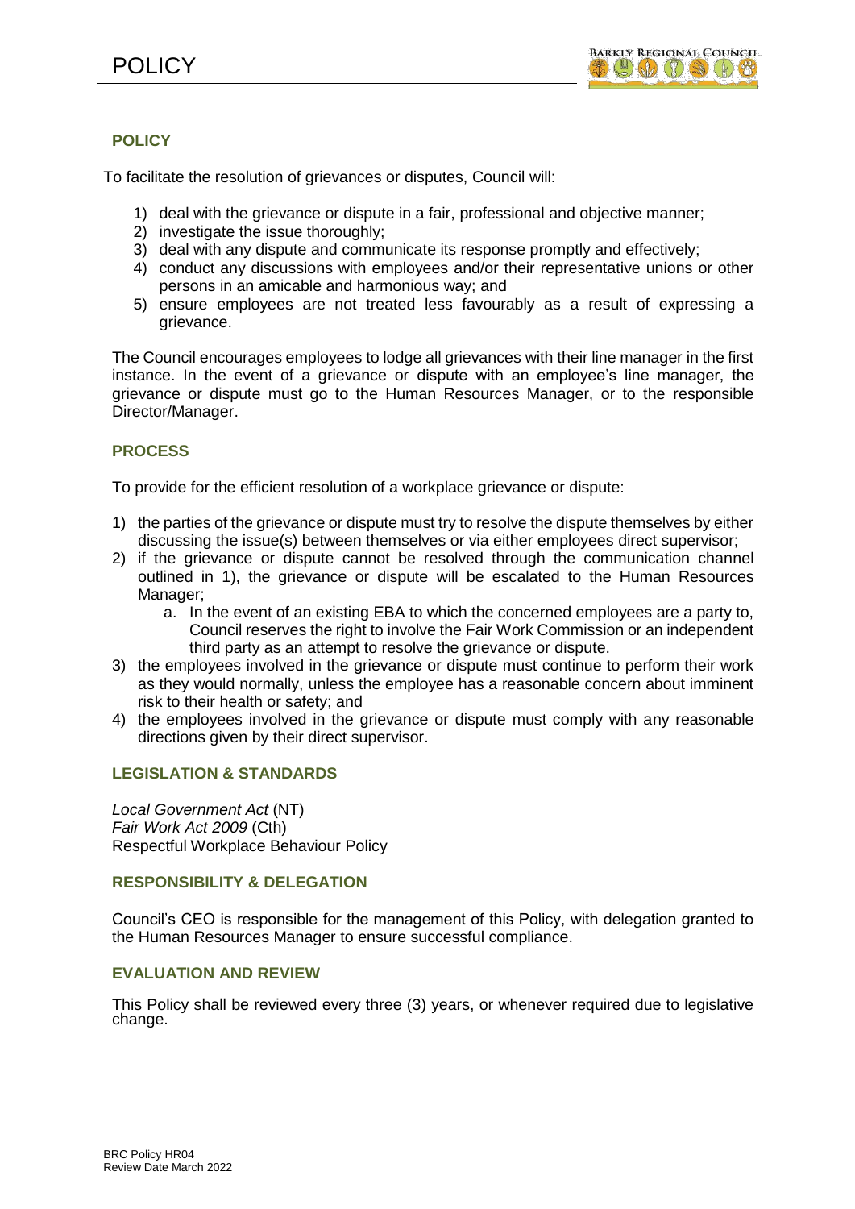## POLICY

To facilitate the resolution of grievances or disputes, Council will:

1) deal with the grievance or dispute in a fair, professional and objective manner;
2) investigate the issue thoroughly;
3) deal with any dispute and communicate its response promptly and effectively;
4) conduct any discussions with employees and/or their representative unions or other persons in an amicable and harmonious way; and
5) ensure employees are not treated less favourably as a result of expressing a grievance.

The Council encourages employees to lodge all grievances with their line manager in the first instance. In the event of a grievance or dispute with an employee's line manager, the grievance or dispute must go to the Human Resources Manager, or to the responsible Director/Manager.

## PROCESS

To provide for the efficient resolution of a workplace grievance or dispute:

1) the parties of the grievance or dispute must try to resolve the dispute themselves by either discussing the issue(s) between themselves or via either employees direct supervisor;
2) if the grievance or dispute cannot be resolved through the communication channel outlined in 1), the grievance or dispute will be escalated to the Human Resources Manager;
   a. In the event of an existing EBA to which the concerned employees are a party to, Council reserves the right to involve the Fair Work Commission or an independent third party as an attempt to resolve the grievance or dispute.
3) the employees involved in the grievance or dispute must continue to perform their work as they would normally, unless the employee has a reasonable concern about imminent risk to their health or safety; and
4) the employees involved in the grievance or dispute must comply with any reasonable directions given by their direct supervisor.

## LEGISLATION & STANDARDS

*Local Government Act* (NT)
*Fair Work Act 2009* (Cth)
Respectful Workplace Behaviour Policy

## RESPONSIBILITY & DELEGATION

Council's CEO is responsible for the management of this Policy, with delegation granted to the Human Resources Manager to ensure successful compliance.

## EVALUATION AND REVIEW

This Policy shall be reviewed every three (3) years, or whenever required due to legislative change.